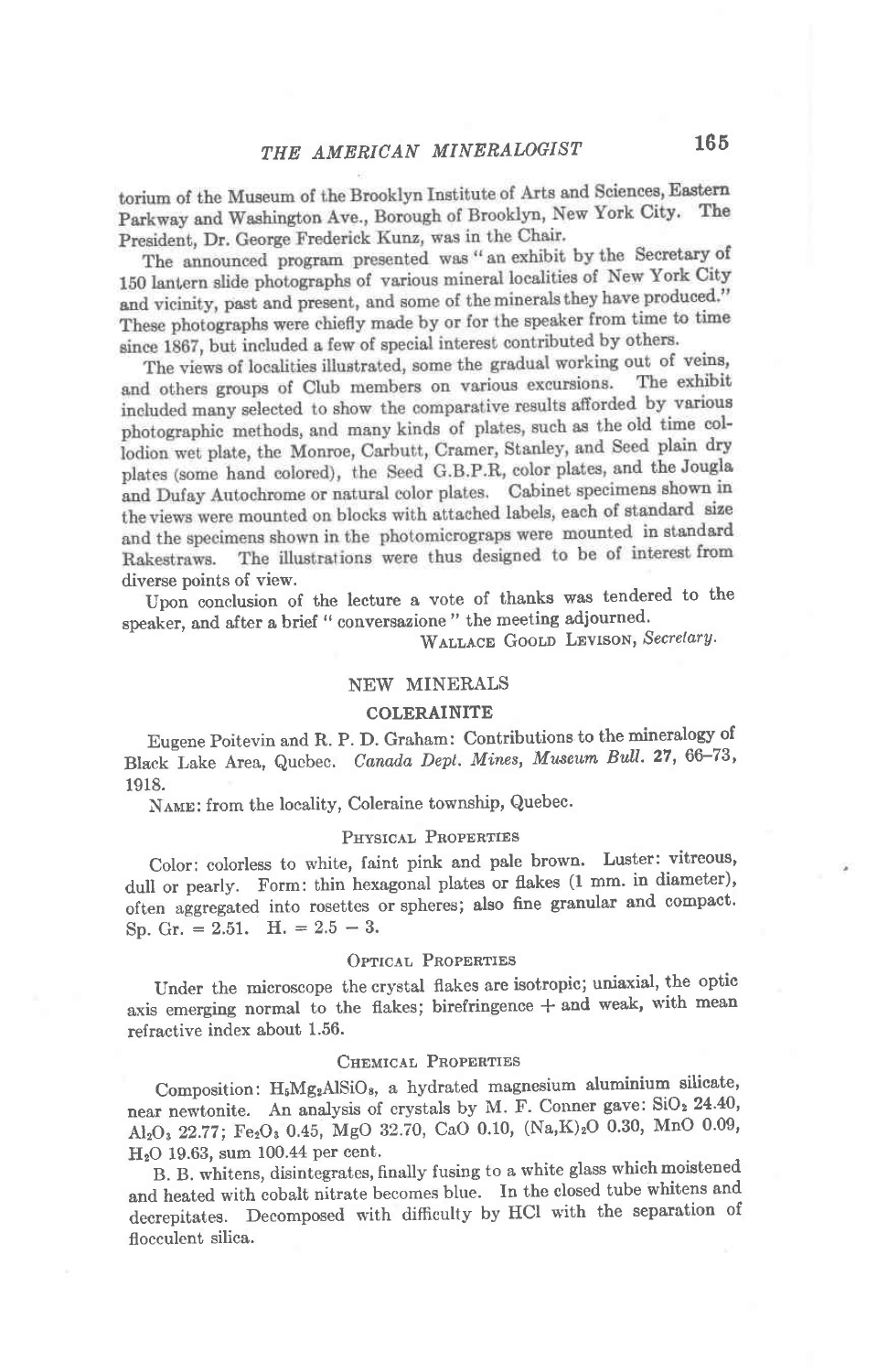torium of the Museum of the Brooklyn Institute of Arts and Sciences, Eastern Parkway and Washington Ave., Borough of Brooklyn, New York City. The President, Dr. George Frederick Kunz, was in the Chair.

The announced program presented was "an exhibit by the Secretary of 150 lantern slide photographs of various mineral localities of New York City and vicinity, past and present, and some of the minerals they have produced." These photographs were chiefly made by or for the speaker from time to time since 1867, but included a few of special interest contributed by others.

The views of localities illustrated, some the gradual working out of veins, and others groups of Club members on various excursions. The exhibit included many selected to show the comparative results afforded by various photographic methods, and many kinds of plates, such as the old time collodion wet plate, the Monroe, Carbutt, Cramer, Stanley, and Seed plain dry plates (some hand colored), the Seed G.B.P.R, color plates, and the Jougla and Dufay Autochrome or natural color plates. Cabinet specimens shown in the views were mounted on blocks with attached labels, each of standard size and the specimens shown in the photomicrograps were mounted in standard Rakestraws. The illustrations were thus designed to be of interest from diverse points of view.

Upon conclusion of the lecture a vote of thanks was tendered to the speaker, and after a brief "conversazione" the meeting adjourned.

Wallace Goold Levison, *Secretary.*

## NEW MINERALS

### COLERAINITE

Eugene Poitevin and R. P. D. Graham: Contributions to the mineralogy of Black Lake Area, Quebec. *Canada Dept. Mines, Museum Bull.* **27**, 66–73, 1918.

Name: from the locality, Coleraine township, Quebec.

#### Physical Properties

Color: colorless to white, faint pink and pale brown. Luster: vitreous, dull or pearly. Form: thin hexagonal plates or flakes (1 mm. in diameter), often aggregated into rosettes or spheres; also fine granular and compact. Sp. Gr. = 2.51. H. = 2.5 − 3.

#### Optical Properties

Under the microscope the crystal flakes are isotropic; uniaxial, the optic axis emerging normal to the flakes; birefringence + and weak, with mean refractive index about 1.56.

#### Chemical Properties

Composition: $H_5Mg_2AlSiO_8$, a hydrated magnesium aluminium silicate, near newtonite. An analysis of crystals by M. F. Conner gave: $SiO_2$ 24.40, $Al_2O_3$ 22.77; $Fe_2O_3$ 0.45, MgO 32.70, CaO 0.10, $(Na,K)_2O$ 0.30, MnO 0.09, $H_2O$ 19.63, sum 100.44 per cent.

B. B. whitens, disintegrates, finally fusing to a white glass which moistened and heated with cobalt nitrate becomes blue. In the closed tube whitens and decrepitates. Decomposed with difficulty by HCl with the separation of flocculent silica.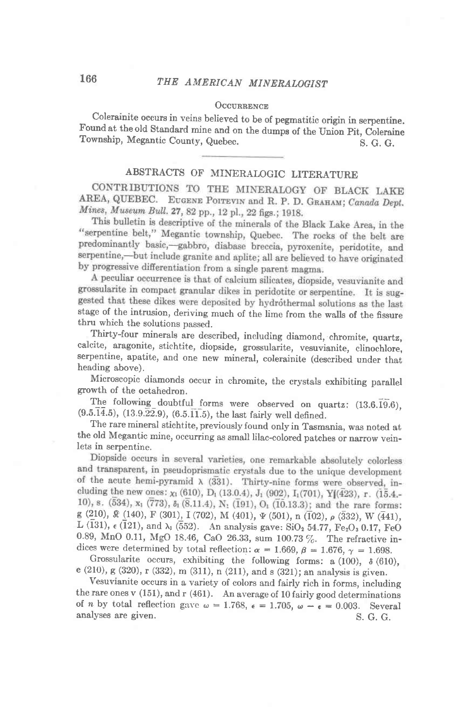**Occurrence**

Colerainite occurs in veins believed to be of pegmatitic origin in serpentine. Found at the old Standard mine and on the dumps of the Union Pit, Coleraine Township, Megantic County, Quebec.

S. G. G.

## ABSTRACTS OF MINERALOGIC LITERATURE

CONTRIBUTIONS TO THE MINERALOGY OF BLACK LAKE AREA, QUEBEC. Eugene Poitevin and R. P. D. Graham; *Canada Dept. Mines, Museum Bull.* **27**, 82 pp., 12 pl., 22 figs.; 1918.

This bulletin is descriptive of the minerals of the Black Lake Area, in the "serpentine belt," Megantic township, Quebec. The rocks of the belt are predominantly basic,—gabbro, diabase breccia, pyroxenite, peridotite, and serpentine,—but include granite and aplite; all are believed to have originated by progressive differentiation from a single parent magma.

A peculiar occurrence is that of calcium silicates, diopside, vesuvianite and grossularite in compact granular dikes in peridotite or serpentine. It is suggested that these dikes were deposited by hydrothermal solutions as the last stage of the intrusion, deriving much of the lime from the walls of the fissure thru which the solutions passed.

Thirty-four minerals are described, including diamond, chromite, quartz, calcite, aragonite, stichtite, diopside, grossularite, vesuvianite, clinochlore, serpentine, apatite, and one new mineral, colerainite (described under that heading above).

Microscopic diamonds occur in chromite, the crystals exhibiting parallel growth of the octahedron.

The following doubtful forms were observed on quartz: $(13.6.\overline{19}.6)$, $(9.5.\overline{14}.5)$, $(13.9.\overline{22}.9)$, $(6.5.\overline{11}.5)$, the last fairly well defined.

The rare mineral stichtite, previously found only in Tasmania, was noted at the old Megantic mine, occurring as small lilac-colored patches or narrow veinlets in serpentine.

Diopside occurs in several varieties, one remarkable absolutely colorless and transparent, in pseudoprismatic crystals due to the unique development of the acute hemi-pyramid $\lambda$ $(\bar{3}31)$. Thirty-nine forms were observed, including the new ones: $\chi_1$ (610), $D_1$ (13.0.4), $J_1$ (902), $I_1$(701), Y$(\bar{4}23)$, r. $(\overline{15}.4.10)$, s. $(\bar{5}34)$, $x_1$ $(\bar{7}73)$, $\delta_1$ $(\bar{8}.11.4)$, $N_1$ $(\bar{1}91)$, $O_1$ $(\overline{10}.13.3)$; and the rare forms: g (210), $\mathfrak{K}$ (140), F (301), I (702), M (401), $\Psi$ (501), n $(\bar{1}02)$, $\rho$ $(\bar{3}32)$, W $(\bar{4}41)$, L $(\bar{1}31)$, $\epsilon$ $(\bar{1}21)$, and $\lambda_1$ $(\bar{5}52)$. An analysis gave: $SiO_2$ 54.77, $Fe_2O_3$ 0.17, FeO 0.89, MnO 0.11, MgO 18.46, CaO 26.33, sum 100.73 %. The refractive indices were determined by total reflection: $\alpha = 1.669$, $\beta = 1.676$, $\gamma = 1.698$.

Grossularite occurs, exhibiting the following forms: a (100), $\delta$ (610), e (210), g (320), r (332), m (311), n (211), and s (321); an analysis is given.

Vesuvianite occurs in a variety of colors and fairly rich in forms, including the rare ones v (151), and r (461). An average of 10 fairly good determinations of $n$ by total reflection gave $\omega = 1.768$, $\epsilon = 1.705$, $\omega - \epsilon = 0.003$. Several analyses are given.

S. G. G.